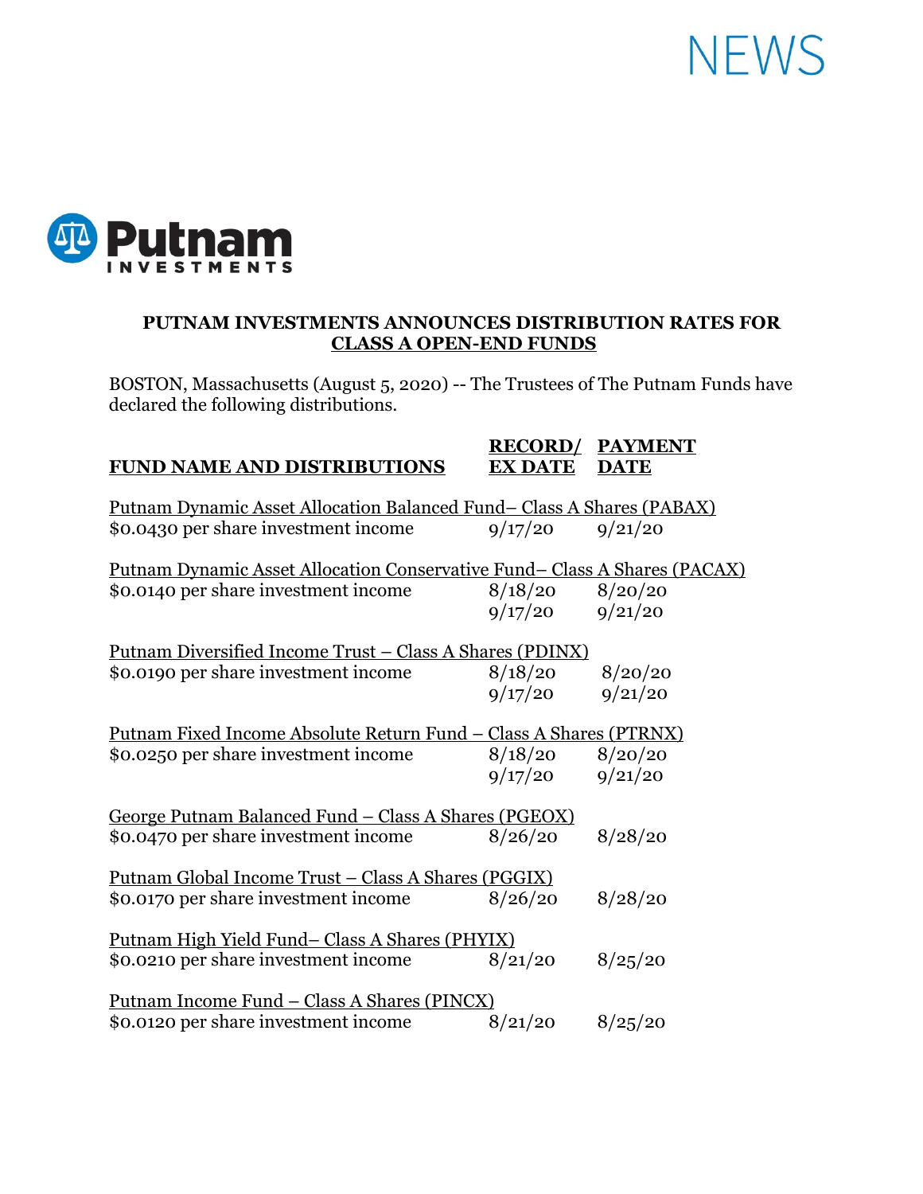NEWS

**Putnam INVESTMENTS**

# PUTNAM INVESTMENTS ANNOUNCES DISTRIBUTION RATES FOR CLASS A OPEN-END FUNDS

BOSTON, Massachusetts (August 5, 2020) -- The Trustees of The Putnam Funds have declared the following distributions.

| FUND NAME AND DISTRIBUTIONS | RECORD/ EX DATE | PAYMENT DATE |
|---|---|---|
| Putnam Dynamic Asset Allocation Balanced Fund– Class A Shares (PABAX) | | |
| $0.0430 per share investment income | 9/17/20 | 9/21/20 |
| Putnam Dynamic Asset Allocation Conservative Fund– Class A Shares (PACAX) | | |
| $0.0140 per share investment income | 8/18/20 | 8/20/20 |
| | 9/17/20 | 9/21/20 |
| Putnam Diversified Income Trust – Class A Shares (PDINX) | | |
| $0.0190 per share investment income | 8/18/20 | 8/20/20 |
| | 9/17/20 | 9/21/20 |
| Putnam Fixed Income Absolute Return Fund – Class A Shares (PTRNX) | | |
| $0.0250 per share investment income | 8/18/20 | 8/20/20 |
| | 9/17/20 | 9/21/20 |
| George Putnam Balanced Fund – Class A Shares (PGEOX) | | |
| $0.0470 per share investment income | 8/26/20 | 8/28/20 |
| Putnam Global Income Trust – Class A Shares (PGGIX) | | |
| $0.0170 per share investment income | 8/26/20 | 8/28/20 |
| Putnam High Yield Fund– Class A Shares (PHYIX) | | |
| $0.0210 per share investment income | 8/21/20 | 8/25/20 |
| Putnam Income Fund – Class A Shares (PINCX) | | |
| $0.0120 per share investment income | 8/21/20 | 8/25/20 |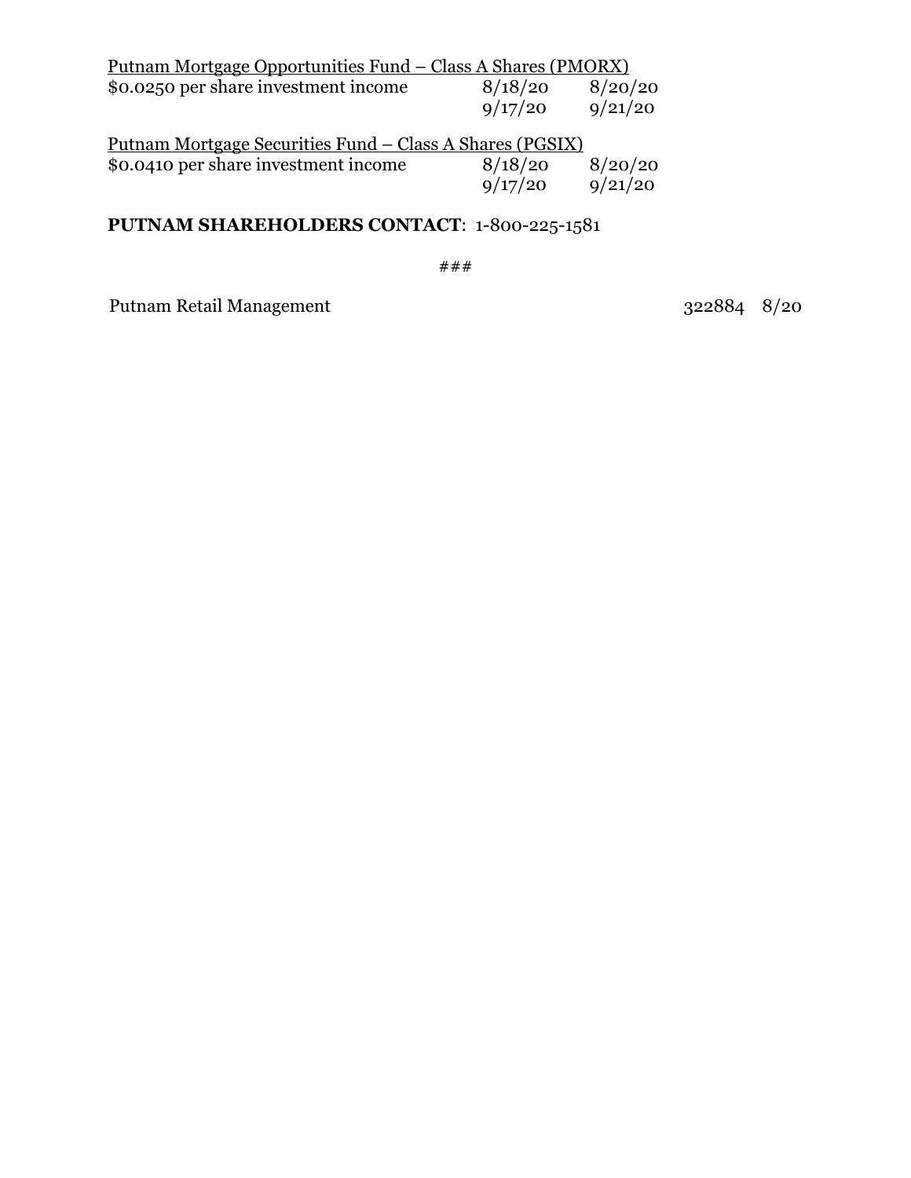Putnam Mortgage Opportunities Fund – Class A Shares (PMORX)

| | | |
|---|---|---|
| $0.0250 per share investment income | 8/18/20 | 8/20/20 |
| | 9/17/20 | 9/21/20 |

Putnam Mortgage Securities Fund – Class A Shares (PGSIX)

| | | |
|---|---|---|
| $0.0410 per share investment income | 8/18/20 | 8/20/20 |
| | 9/17/20 | 9/21/20 |

**PUTNAM SHAREHOLDERS CONTACT**: 1-800-225-1581

###

Putnam Retail Management 322884 8/20